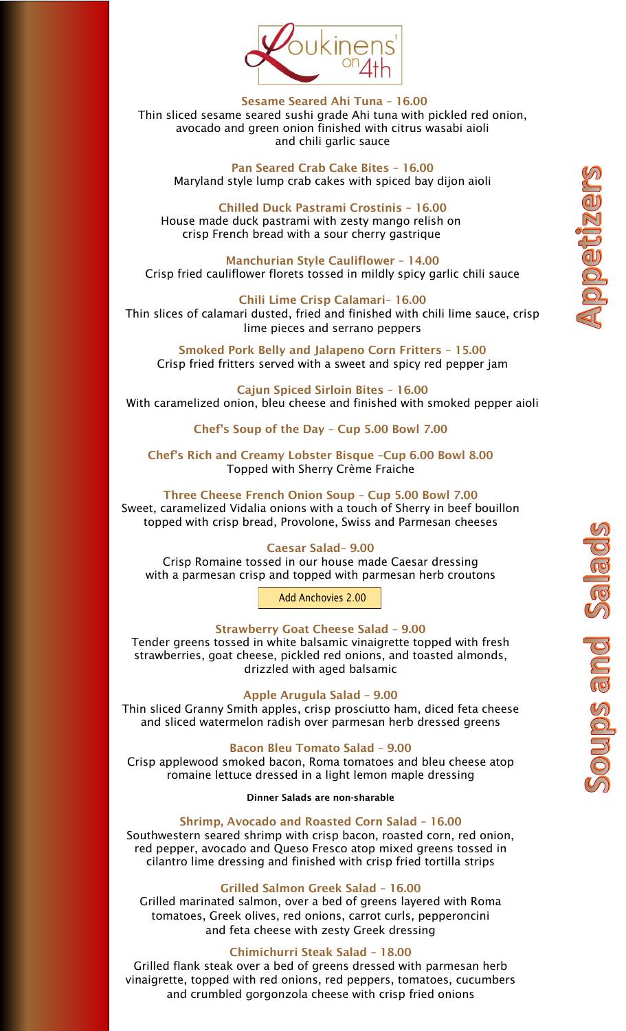# Loukinens' on 4th

## Appetizers

**Sesame Seared Ahi Tuna – 16.00**
Thin sliced sesame seared sushi grade Ahi tuna with pickled red onion, avocado and green onion finished with citrus wasabi aioli and chili garlic sauce

**Pan Seared Crab Cake Bites – 16.00**
Maryland style lump crab cakes with spiced bay dijon aioli

**Chilled Duck Pastrami Crostinis – 16.00**
House made duck pastrami with zesty mango relish on crisp French bread with a sour cherry gastrique

**Manchurian Style Cauliflower – 14.00**
Crisp fried cauliflower florets tossed in mildly spicy garlic chili sauce

**Chili Lime Crisp Calamari– 16.00**
Thin slices of calamari dusted, fried and finished with chili lime sauce, crisp lime pieces and serrano peppers

**Smoked Pork Belly and Jalapeno Corn Fritters – 15.00**
Crisp fried fritters served with a sweet and spicy red pepper jam

**Cajun Spiced Sirloin Bites – 16.00**
With caramelized onion, bleu cheese and finished with smoked pepper aioli

## Soups and Salads

**Chef's Soup of the Day – Cup 5.00 Bowl 7.00**

**Chef's Rich and Creamy Lobster Bisque –Cup 6.00 Bowl 8.00**
Topped with Sherry Crème Fraiche

**Three Cheese French Onion Soup – Cup 5.00 Bowl 7.00**
Sweet, caramelized Vidalia onions with a touch of Sherry in beef bouillon topped with crisp bread, Provolone, Swiss and Parmesan cheeses

**Caesar Salad– 9.00**
Crisp Romaine tossed in our house made Caesar dressing with a parmesan crisp and topped with parmesan herb croutons

Add Anchovies 2.00

**Strawberry Goat Cheese Salad – 9.00**
Tender greens tossed in white balsamic vinaigrette topped with fresh strawberries, goat cheese, pickled red onions, and toasted almonds, drizzled with aged balsamic

**Apple Arugula Salad – 9.00**
Thin sliced Granny Smith apples, crisp prosciutto ham, diced feta cheese and sliced watermelon radish over parmesan herb dressed greens

**Bacon Bleu Tomato Salad – 9.00**
Crisp applewood smoked bacon, Roma tomatoes and bleu cheese atop romaine lettuce dressed in a light lemon maple dressing

**Dinner Salads are non-sharable**

**Shrimp, Avocado and Roasted Corn Salad – 16.00**
Southwestern seared shrimp with crisp bacon, roasted corn, red onion, red pepper, avocado and Queso Fresco atop mixed greens tossed in cilantro lime dressing and finished with crisp fried tortilla strips

**Grilled Salmon Greek Salad – 16.00**
Grilled marinated salmon, over a bed of greens layered with Roma tomatoes, Greek olives, red onions, carrot curls, pepperoncini and feta cheese with zesty Greek dressing

**Chimichurri Steak Salad – 18.00**
Grilled flank steak over a bed of greens dressed with parmesan herb vinaigrette, topped with red onions, red peppers, tomatoes, cucumbers and crumbled gorgonzola cheese with crisp fried onions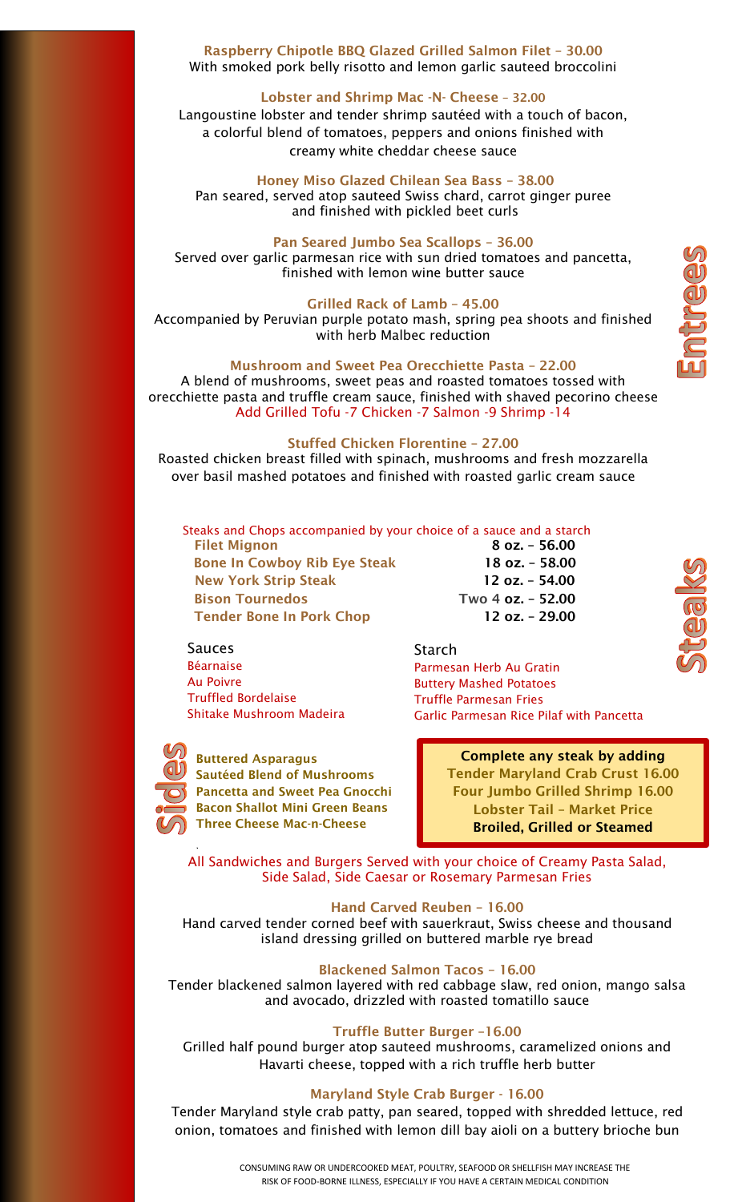## Entrees

**Raspberry Chipotle BBQ Glazed Grilled Salmon Filet – 30.00**
With smoked pork belly risotto and lemon garlic sauteed broccolini

**Lobster and Shrimp Mac -N- Cheese – 32.00**
Langoustine lobster and tender shrimp sautéed with a touch of bacon, a colorful blend of tomatoes, peppers and onions finished with creamy white cheddar cheese sauce

**Honey Miso Glazed Chilean Sea Bass – 38.00**
Pan seared, served atop sauteed Swiss chard, carrot ginger puree and finished with pickled beet curls

**Pan Seared Jumbo Sea Scallops – 36.00**
Served over garlic parmesan rice with sun dried tomatoes and pancetta, finished with lemon wine butter sauce

**Grilled Rack of Lamb – 45.00**
Accompanied by Peruvian purple potato mash, spring pea shoots and finished with herb Malbec reduction

**Mushroom and Sweet Pea Orecchiette Pasta – 22.00**
A blend of mushrooms, sweet peas and roasted tomatoes tossed with orecchiette pasta and truffle cream sauce, finished with shaved pecorino cheese
Add Grilled Tofu -7 Chicken -7 Salmon -9 Shrimp -14

**Stuffed Chicken Florentine – 27.00**
Roasted chicken breast filled with spinach, mushrooms and fresh mozzarella over basil mashed potatoes and finished with roasted garlic cream sauce

## Steaks

Steaks and Chops accompanied by your choice of a sauce and a starch

| | |
|---|---|
| **Filet Mignon** | 8 oz. – 56.00 |
| **Bone In Cowboy Rib Eye Steak** | 18 oz. – 58.00 |
| **New York Strip Steak** | 12 oz. – 54.00 |
| **Bison Tournedos** | Two 4 oz. – 52.00 |
| **Tender Bone In Pork Chop** | 12 oz. – 29.00 |

**Sauces**
- Béarnaise
- Au Poivre
- Truffled Bordelaise
- Shitake Mushroom Madeira

**Starch**
- Parmesan Herb Au Gratin
- Buttery Mashed Potatoes
- Truffle Parmesan Fries
- Garlic Parmesan Rice Pilaf with Pancetta

## Sides

- **Buttered Asparagus**
- **Sautéed Blend of Mushrooms**
- **Pancetta and Sweet Pea Gnocchi**
- **Bacon Shallot Mini Green Beans**
- **Three Cheese Mac-n-Cheese**

**Complete any steak by adding**
Tender Maryland Crab Crust 16.00
Four Jumbo Grilled Shrimp 16.00
Lobster Tail – Market Price
**Broiled, Grilled or Steamed**

All Sandwiches and Burgers Served with your choice of Creamy Pasta Salad, Side Salad, Side Caesar or Rosemary Parmesan Fries

**Hand Carved Reuben – 16.00**
Hand carved tender corned beef with sauerkraut, Swiss cheese and thousand island dressing grilled on buttered marble rye bread

**Blackened Salmon Tacos – 16.00**
Tender blackened salmon layered with red cabbage slaw, red onion, mango salsa and avocado, drizzled with roasted tomatillo sauce

**Truffle Butter Burger –16.00**
Grilled half pound burger atop sauteed mushrooms, caramelized onions and Havarti cheese, topped with a rich truffle herb butter

**Maryland Style Crab Burger - 16.00**
Tender Maryland style crab patty, pan seared, topped with shredded lettuce, red onion, tomatoes and finished with lemon dill bay aioli on a buttery brioche bun

CONSUMING RAW OR UNDERCOOKED MEAT, POULTRY, SEAFOOD OR SHELLFISH MAY INCREASE THE RISK OF FOOD-BORNE ILLNESS, ESPECIALLY IF YOU HAVE A CERTAIN MEDICAL CONDITION